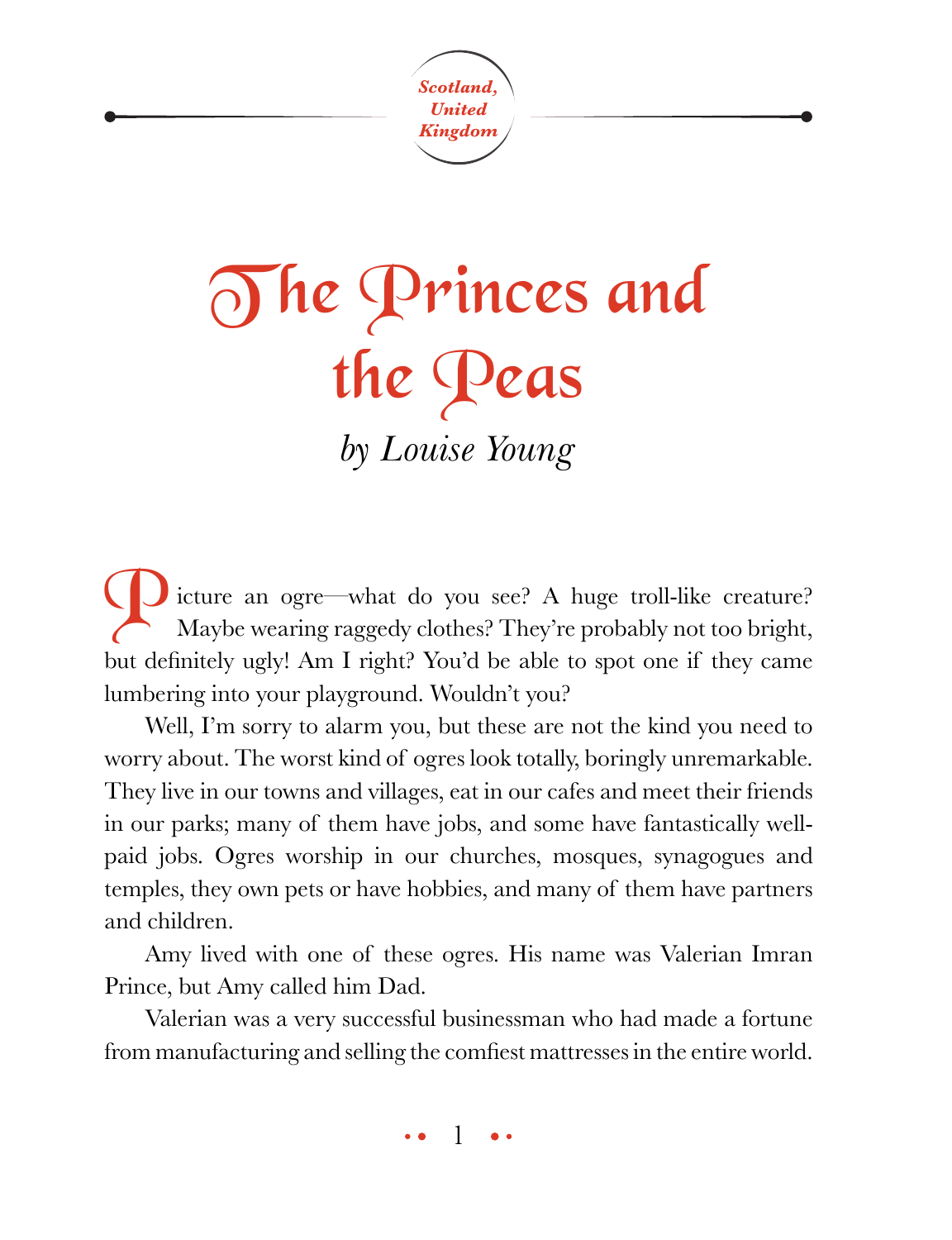*Scotland, United Kingdom*

# The Princes and the Peas

*by Louise Young*

Picture an ogre—what do you see? A huge troll-like creature? Maybe wearing raggedy clothes? They're probably not too bright, but definitely ugly! Am I right? You'd be able to spot one if they came lumbering into your playground. Wouldn't you?

Well, I'm sorry to alarm you, but these are not the kind you need to worry about. The worst kind of ogres look totally, boringly unremarkable. They live in our towns and villages, eat in our cafes and meet their friends in our parks; many of them have jobs, and some have fantastically well-paid jobs. Ogres worship in our churches, mosques, synagogues and temples, they own pets or have hobbies, and many of them have partners and children.

Amy lived with one of these ogres. His name was Valerian Imran Prince, but Amy called him Dad.

Valerian was a very successful businessman who had made a fortune from manufacturing and selling the comfiest mattresses in the entire world.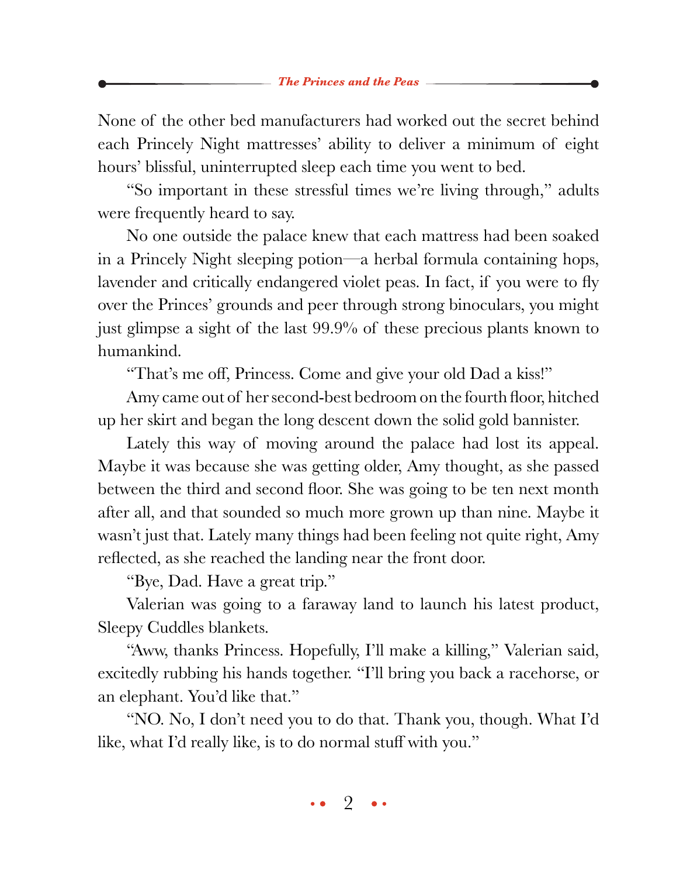None of the other bed manufacturers had worked out the secret behind each Princely Night mattresses' ability to deliver a minimum of eight hours' blissful, uninterrupted sleep each time you went to bed.

"So important in these stressful times we're living through," adults were frequently heard to say.

No one outside the palace knew that each mattress had been soaked in a Princely Night sleeping potion—a herbal formula containing hops, lavender and critically endangered violet peas. In fact, if you were to fly over the Princes' grounds and peer through strong binoculars, you might just glimpse a sight of the last 99.9% of these precious plants known to humankind.

"That's me off, Princess. Come and give your old Dad a kiss!"

Amy came out of her second-best bedroom on the fourth floor, hitched up her skirt and began the long descent down the solid gold bannister.

Lately this way of moving around the palace had lost its appeal. Maybe it was because she was getting older, Amy thought, as she passed between the third and second floor. She was going to be ten next month after all, and that sounded so much more grown up than nine. Maybe it wasn't just that. Lately many things had been feeling not quite right, Amy reflected, as she reached the landing near the front door.

"Bye, Dad. Have a great trip."

Valerian was going to a faraway land to launch his latest product, Sleepy Cuddles blankets.

"Aww, thanks Princess. Hopefully, I'll make a killing," Valerian said, excitedly rubbing his hands together. "I'll bring you back a racehorse, or an elephant. You'd like that."

"NO. No, I don't need you to do that. Thank you, though. What I'd like, what I'd really like, is to do normal stuff with you."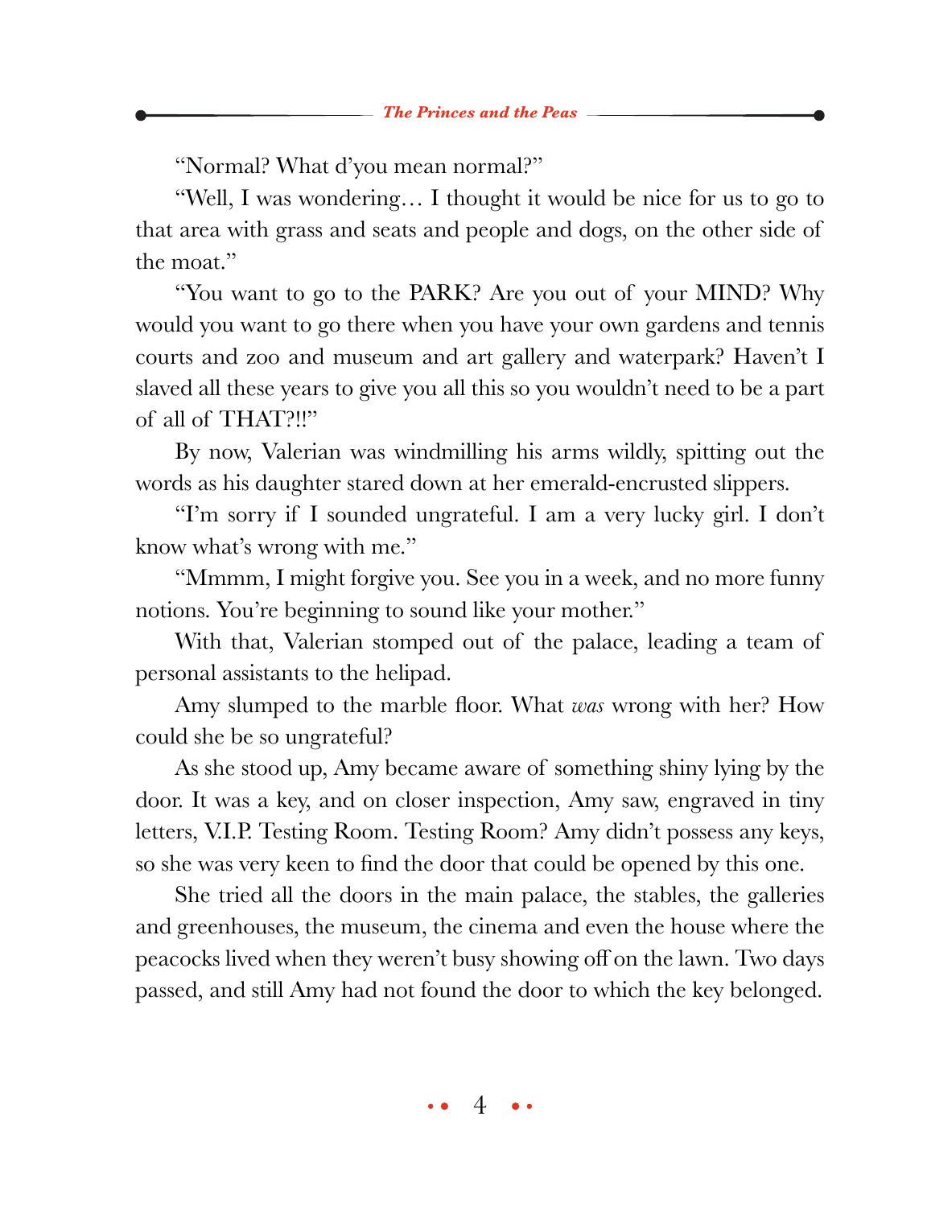"Normal? What d'you mean normal?"

"Well, I was wondering… I thought it would be nice for us to go to that area with grass and seats and people and dogs, on the other side of the moat."

"You want to go to the PARK? Are you out of your MIND? Why would you want to go there when you have your own gardens and tennis courts and zoo and museum and art gallery and waterpark? Haven't I slaved all these years to give you all this so you wouldn't need to be a part of all of THAT?!!"

By now, Valerian was windmilling his arms wildly, spitting out the words as his daughter stared down at her emerald-encrusted slippers.

"I'm sorry if I sounded ungrateful. I am a very lucky girl. I don't know what's wrong with me."

"Mmmm, I might forgive you. See you in a week, and no more funny notions. You're beginning to sound like your mother."

With that, Valerian stomped out of the palace, leading a team of personal assistants to the helipad.

Amy slumped to the marble floor. What *was* wrong with her? How could she be so ungrateful?

As she stood up, Amy became aware of something shiny lying by the door. It was a key, and on closer inspection, Amy saw, engraved in tiny letters, V.I.P. Testing Room. Testing Room? Amy didn't possess any keys, so she was very keen to find the door that could be opened by this one.

She tried all the doors in the main palace, the stables, the galleries and greenhouses, the museum, the cinema and even the house where the peacocks lived when they weren't busy showing off on the lawn. Two days passed, and still Amy had not found the door to which the key belonged.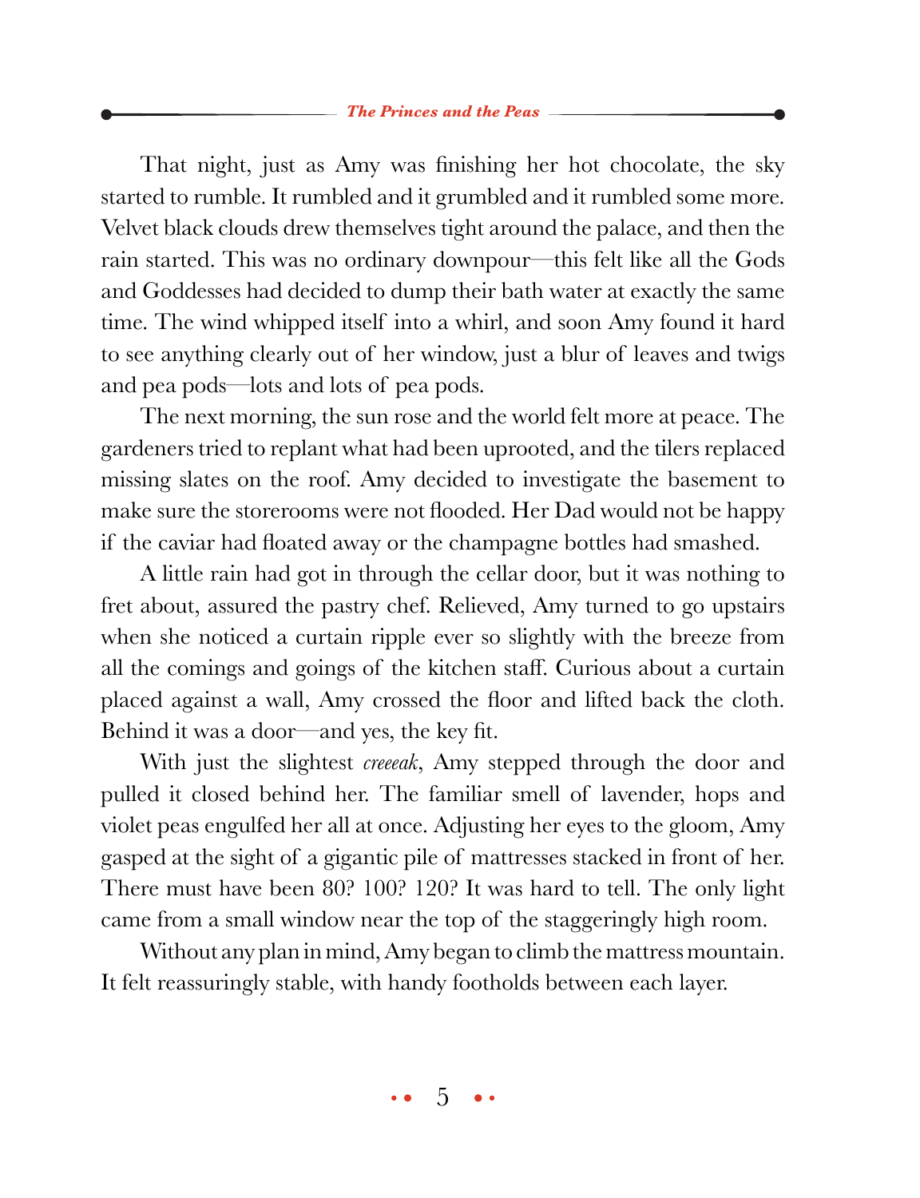That night, just as Amy was finishing her hot chocolate, the sky started to rumble. It rumbled and it grumbled and it rumbled some more. Velvet black clouds drew themselves tight around the palace, and then the rain started. This was no ordinary downpour—this felt like all the Gods and Goddesses had decided to dump their bath water at exactly the same time. The wind whipped itself into a whirl, and soon Amy found it hard to see anything clearly out of her window, just a blur of leaves and twigs and pea pods—lots and lots of pea pods.

The next morning, the sun rose and the world felt more at peace. The gardeners tried to replant what had been uprooted, and the tilers replaced missing slates on the roof. Amy decided to investigate the basement to make sure the storerooms were not flooded. Her Dad would not be happy if the caviar had floated away or the champagne bottles had smashed.

A little rain had got in through the cellar door, but it was nothing to fret about, assured the pastry chef. Relieved, Amy turned to go upstairs when she noticed a curtain ripple ever so slightly with the breeze from all the comings and goings of the kitchen staff. Curious about a curtain placed against a wall, Amy crossed the floor and lifted back the cloth. Behind it was a door—and yes, the key fit.

With just the slightest *creeeak*, Amy stepped through the door and pulled it closed behind her. The familiar smell of lavender, hops and violet peas engulfed her all at once. Adjusting her eyes to the gloom, Amy gasped at the sight of a gigantic pile of mattresses stacked in front of her. There must have been 80? 100? 120? It was hard to tell. The only light came from a small window near the top of the staggeringly high room.

Without any plan in mind, Amy began to climb the mattress mountain. It felt reassuringly stable, with handy footholds between each layer.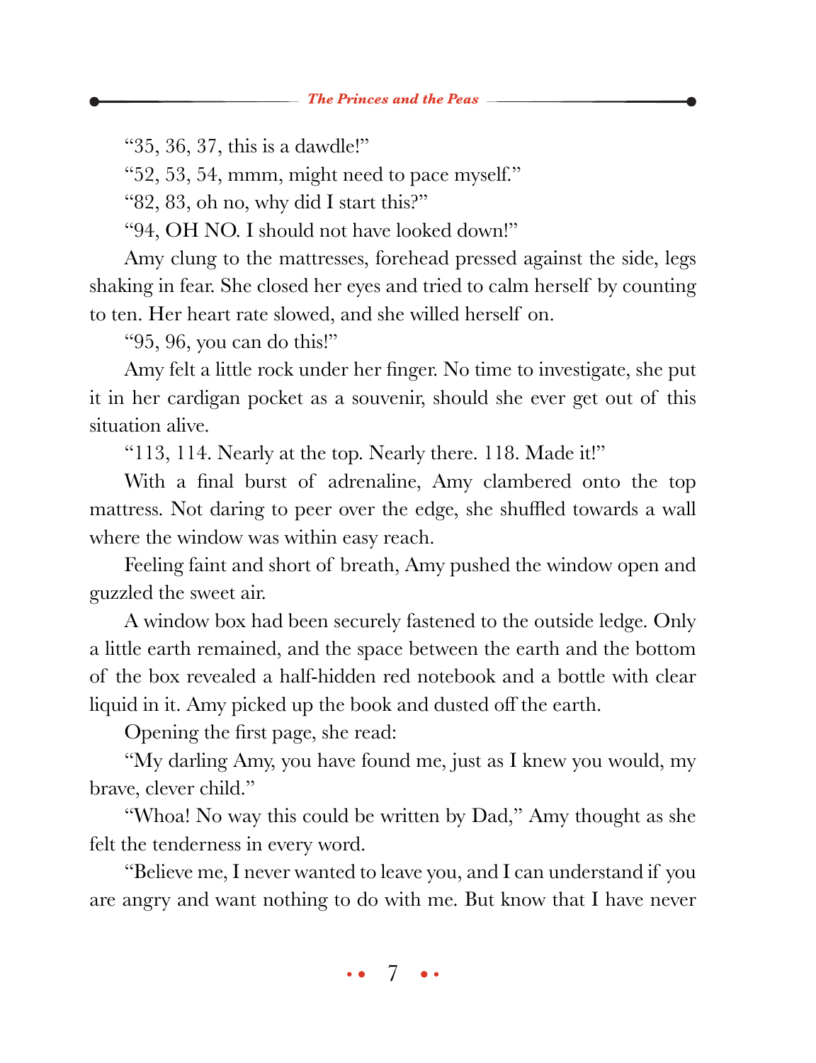"35, 36, 37, this is a dawdle!"

"52, 53, 54, mmm, might need to pace myself."

"82, 83, oh no, why did I start this?"

"94, OH NO. I should not have looked down!"

Amy clung to the mattresses, forehead pressed against the side, legs shaking in fear. She closed her eyes and tried to calm herself by counting to ten. Her heart rate slowed, and she willed herself on.

"95, 96, you can do this!"

Amy felt a little rock under her finger. No time to investigate, she put it in her cardigan pocket as a souvenir, should she ever get out of this situation alive.

"113, 114. Nearly at the top. Nearly there. 118. Made it!"

With a final burst of adrenaline, Amy clambered onto the top mattress. Not daring to peer over the edge, she shuffled towards a wall where the window was within easy reach.

Feeling faint and short of breath, Amy pushed the window open and guzzled the sweet air.

A window box had been securely fastened to the outside ledge. Only a little earth remained, and the space between the earth and the bottom of the box revealed a half-hidden red notebook and a bottle with clear liquid in it. Amy picked up the book and dusted off the earth.

Opening the first page, she read:

"My darling Amy, you have found me, just as I knew you would, my brave, clever child."

"Whoa! No way this could be written by Dad," Amy thought as she felt the tenderness in every word.

"Believe me, I never wanted to leave you, and I can understand if you are angry and want nothing to do with me. But know that I have never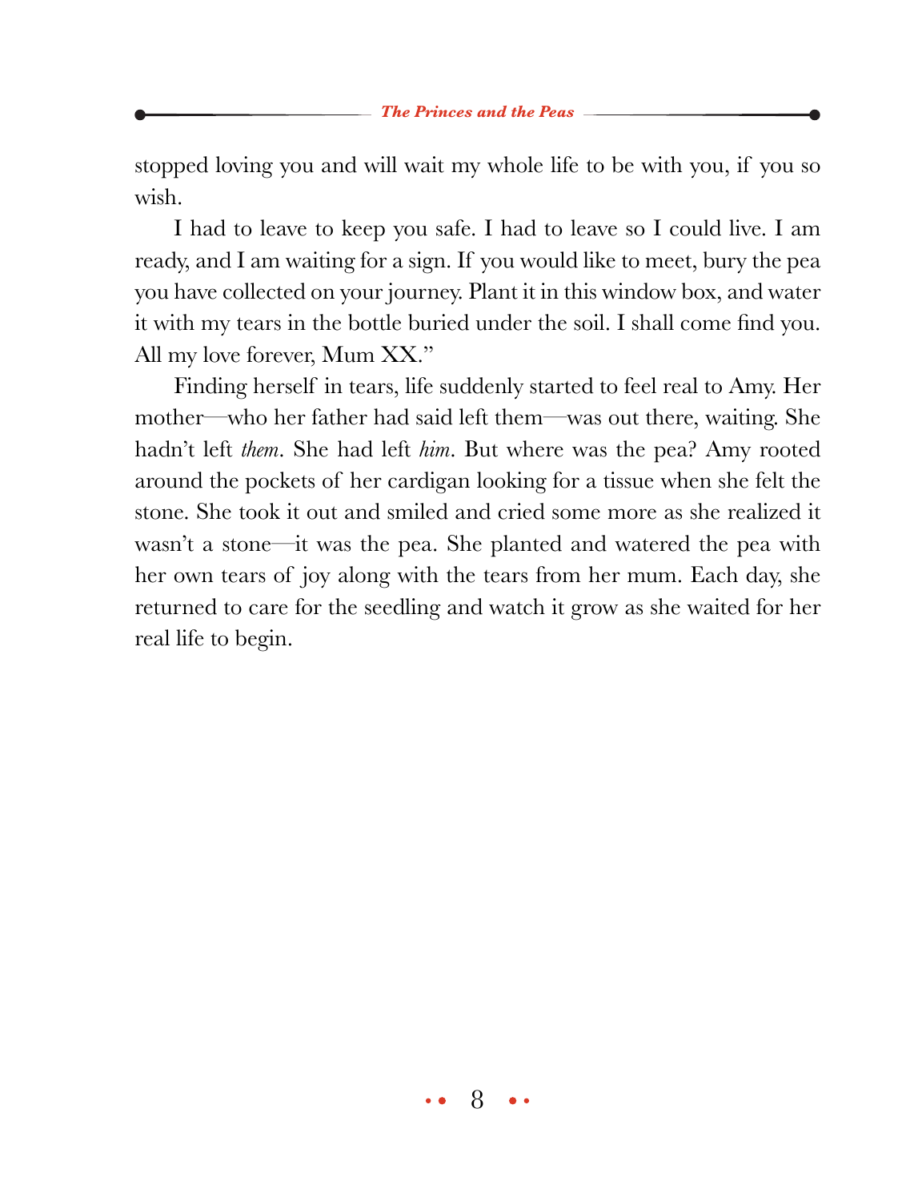stopped loving you and will wait my whole life to be with you, if you so wish.

I had to leave to keep you safe. I had to leave so I could live. I am ready, and I am waiting for a sign. If you would like to meet, bury the pea you have collected on your journey. Plant it in this window box, and water it with my tears in the bottle buried under the soil. I shall come find you. All my love forever, Mum XX."

Finding herself in tears, life suddenly started to feel real to Amy. Her mother—who her father had said left them—was out there, waiting. She hadn't left *them*. She had left *him*. But where was the pea? Amy rooted around the pockets of her cardigan looking for a tissue when she felt the stone. She took it out and smiled and cried some more as she realized it wasn't a stone—it was the pea. She planted and watered the pea with her own tears of joy along with the tears from her mum. Each day, she returned to care for the seedling and watch it grow as she waited for her real life to begin.